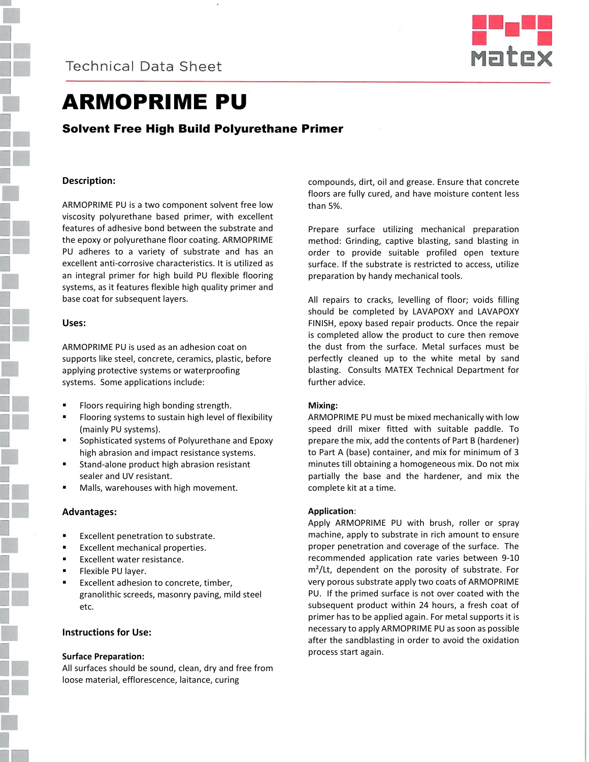Technical Data Sheet

# ARMOPRIME PU

## Solvent Free High Build Polyurethane Primer

### Description:

ARMOPRIME PU is a two component solvent free low viscosity polyurethane based primer, with excellent features of adhesive bond between the substrate and the epoxy or polyurethane floor coating. ARMOPRIME PU adheres to a variety of substrate and has an excellent anti-corrosive characteristics. It is utilized as an integral primer for high build PU flexible flooring systems, as it features flexible high quality primer and base coat for subsequent layers.

### Uses:

ARMOPRIME PU is used as an adhesion coat on supports like steel, concrete, ceramics, plastic, before applying protective systems or waterproofing systems. Some applications include:

- Floors requiring high bonding strength.
- Flooring systems to sustain high level of flexibility (mainly PU systems).
- Sophisticated systems of Polyurethane and Epoxy high abrasion and impact resistance systems.
- Stand-alone product high abrasion resistant sealer and UV resistant.
- Malls, warehouses with high movement.

### Advantages:

- Excellent penetration to substrate.
- Excellent mechanical properties.
- Excellent water resistance.
- Flexible PU layer.
- Excellent adhesion to concrete, timber, granolithic screeds, masonry paving, mild steel etc.

### Instructions for Use:

**Surface Preparation:**
All surfaces should be sound, clean, dry and free from loose material, efflorescence, laitance, curing compounds, dirt, oil and grease. Ensure that concrete floors are fully cured, and have moisture content less than 5%.

Prepare surface utilizing mechanical preparation method: Grinding, captive blasting, sand blasting in order to provide suitable profiled open texture surface. If the substrate is restricted to access, utilize preparation by handy mechanical tools.

All repairs to cracks, levelling of floor; voids filling should be completed by LAVAPOXY and LAVAPOXY FINISH, epoxy based repair products. Once the repair is completed allow the product to cure then remove the dust from the surface. Metal surfaces must be perfectly cleaned up to the white metal by sand blasting. Consults MATEX Technical Department for further advice.

**Mixing:**
ARMOPRIME PU must be mixed mechanically with low speed drill mixer fitted with suitable paddle. To prepare the mix, add the contents of Part B (hardener) to Part A (base) container, and mix for minimum of 3 minutes till obtaining a homogeneous mix. Do not mix partially the base and the hardener, and mix the complete kit at a time.

**Application:**
Apply ARMOPRIME PU with brush, roller or spray machine, apply to substrate in rich amount to ensure proper penetration and coverage of the surface. The recommended application rate varies between 9-10 $m^2$/Lt, dependent on the porosity of substrate. For very porous substrate apply two coats of ARMOPRIME PU. If the primed surface is not over coated with the subsequent product within 24 hours, a fresh coat of primer has to be applied again. For metal supports it is necessary to apply ARMOPRIME PU as soon as possible after the sandblasting in order to avoid the oxidation process start again.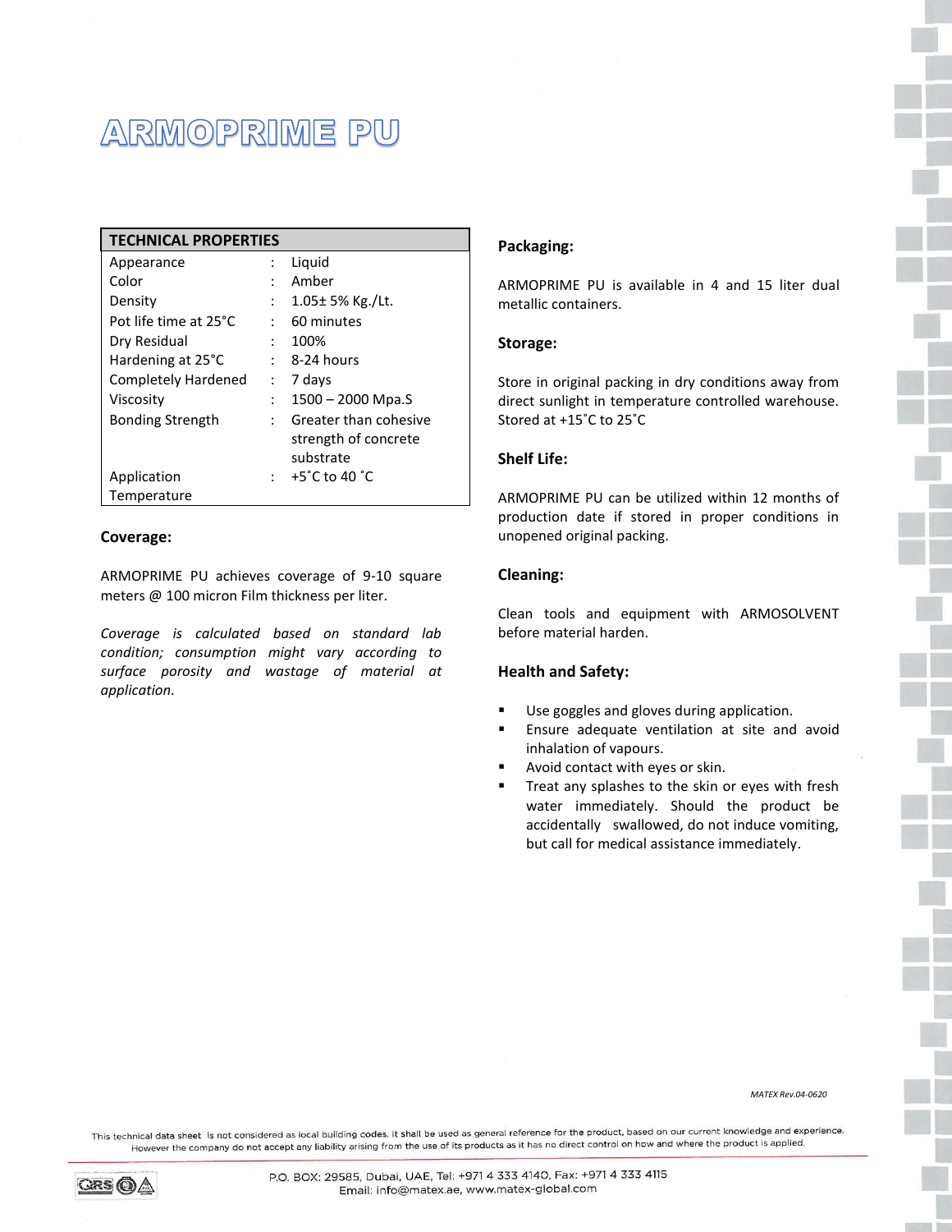# ARMOPRIME PU

| TECHNICAL PROPERTIES | | |
|---|---|---|
| Appearance | : | Liquid |
| Color | : | Amber |
| Density | : | 1.05± 5% Kg./Lt. |
| Pot life time at 25°C | : | 60 minutes |
| Dry Residual | : | 100% |
| Hardening at 25°C | : | 8-24 hours |
| Completely Hardened | : | 7 days |
| Viscosity | : | 1500 – 2000 Mpa.S |
| Bonding Strength | : | Greater than cohesive strength of concrete substrate |
| Application Temperature | : | +5˚C to 40 ˚C |

**Coverage:**

ARMOPRIME PU achieves coverage of 9-10 square meters @ 100 micron Film thickness per liter.

*Coverage is calculated based on standard lab condition; consumption might vary according to surface porosity and wastage of material at application.*

**Packaging:**

ARMOPRIME PU is available in 4 and 15 liter dual metallic containers.

**Storage:**

Store in original packing in dry conditions away from direct sunlight in temperature controlled warehouse. Stored at +15˚C to 25˚C

**Shelf Life:**

ARMOPRIME PU can be utilized within 12 months of production date if stored in proper conditions in unopened original packing.

**Cleaning:**

Clean tools and equipment with ARMOSOLVENT before material harden.

**Health and Safety:**

- Use goggles and gloves during application.
- Ensure adequate ventilation at site and avoid inhalation of vapours.
- Avoid contact with eyes or skin.
- Treat any splashes to the skin or eyes with fresh water immediately. Should the product be accidentally swallowed, do not induce vomiting, but call for medical assistance immediately.

*MATEX Rev.04-0620*

This technical data sheet is not considered as local building codes. It shall be used as general reference for the product, based on our current knowledge and experience. However the company do not accept any liability arising from the use of its products as it has no direct control on how and where the product is applied.

P.O. BOX: 29585, Dubai, UAE, Tel: +971 4 333 4140, Fax: +971 4 333 4115
Email: info@matex.ae, www.matex-global.com